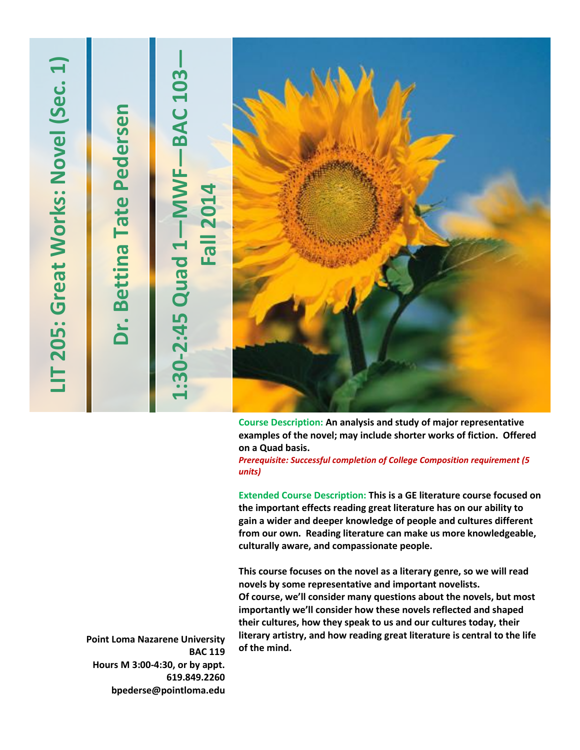# LIT 205: Great Works: Novel (Sec. 1)

## Dr. Bettina Tate Pedersen

## 1:30-2:45 Quad 1—MWF—BAC 103—Fall 2014

**Course Description:** **An analysis and study of major representative examples of the novel; may include shorter works of fiction. Offered on a Quad basis.**

***Prerequisite: Successful completion of College Composition requirement (5 units)***

**Extended Course Description:** **This is a GE literature course focused on the important effects reading great literature has on our ability to gain a wider and deeper knowledge of people and cultures different from our own. Reading literature can make us more knowledgeable, culturally aware, and compassionate people.**

**This course focuses on the novel as a literary genre, so we will read novels by some representative and important novelists. Of course, we'll consider many questions about the novels, but most importantly we'll consider how these novels reflected and shaped their cultures, how they speak to us and our cultures today, their literary artistry, and how reading great literature is central to the life of the mind.**

**Point Loma Nazarene University**
**BAC 119**
**Hours M 3:00-4:30, or by appt.**
**619.849.2260**
**bpederse@pointloma.edu**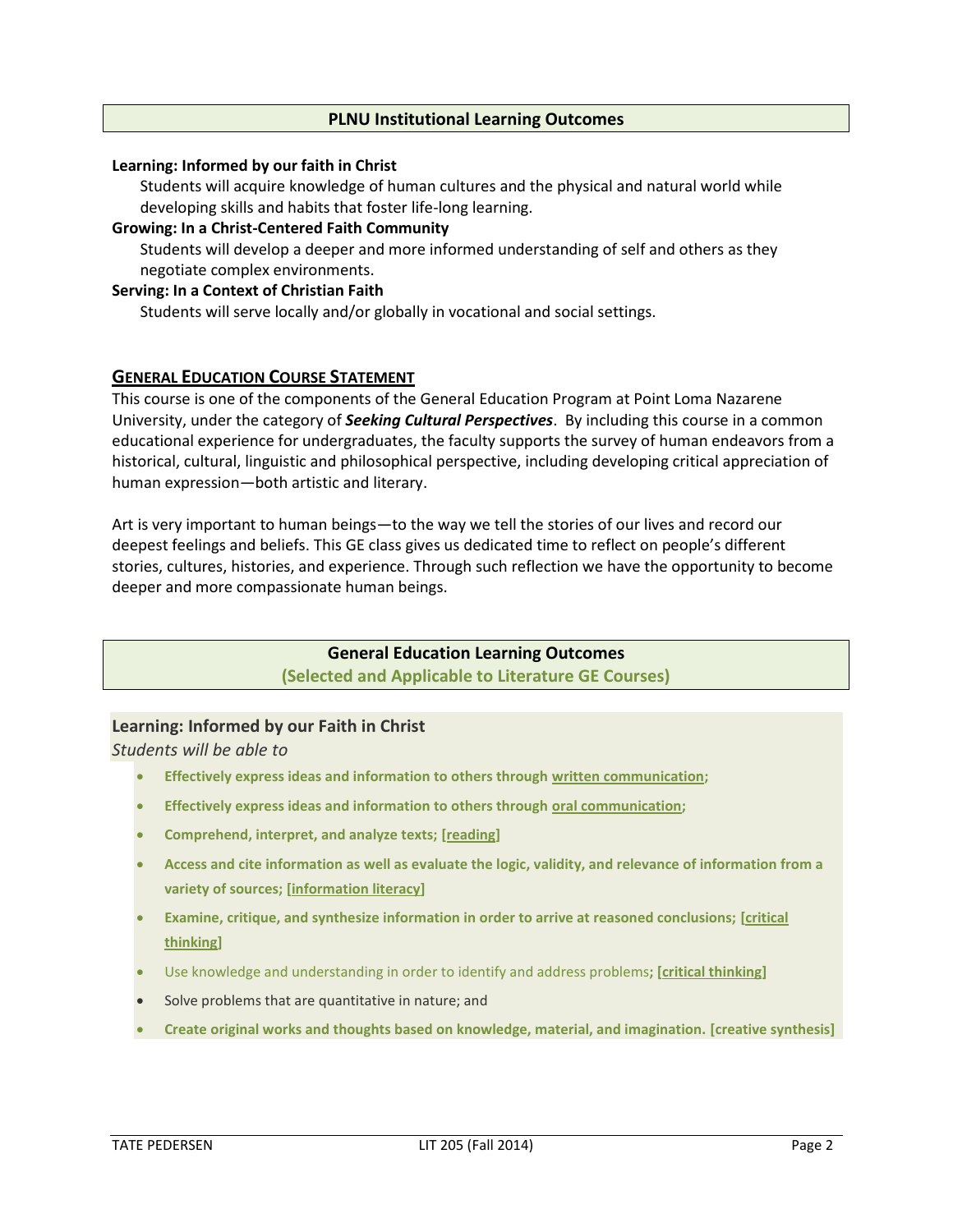## PLNU Institutional Learning Outcomes

**Learning: Informed by our faith in Christ**
Students will acquire knowledge of human cultures and the physical and natural world while developing skills and habits that foster life-long learning.

**Growing: In a Christ-Centered Faith Community**
Students will develop a deeper and more informed understanding of self and others as they negotiate complex environments.

**Serving: In a Context of Christian Faith**
Students will serve locally and/or globally in vocational and social settings.

## GENERAL EDUCATION COURSE STATEMENT

This course is one of the components of the General Education Program at Point Loma Nazarene University, under the category of ***Seeking Cultural Perspectives***. By including this course in a common educational experience for undergraduates, the faculty supports the survey of human endeavors from a historical, cultural, linguistic and philosophical perspective, including developing critical appreciation of human expression—both artistic and literary.

Art is very important to human beings—to the way we tell the stories of our lives and record our deepest feelings and beliefs. This GE class gives us dedicated time to reflect on people's different stories, cultures, histories, and experience. Through such reflection we have the opportunity to become deeper and more compassionate human beings.

## General Education Learning Outcomes
**(Selected and Applicable to Literature GE Courses)**

### Learning: Informed by our Faith in Christ

*Students will be able to*

- **Effectively express ideas and information to others through written communication;**
- **Effectively express ideas and information to others through oral communication;**
- **Comprehend, interpret, and analyze texts; [reading]**
- **Access and cite information as well as evaluate the logic, validity, and relevance of information from a variety of sources; [information literacy]**
- **Examine, critique, and synthesize information in order to arrive at reasoned conclusions; [critical thinking]**
- Use knowledge and understanding in order to identify and address problems**; [critical thinking]**
- Solve problems that are quantitative in nature; and
- **Create original works and thoughts based on knowledge, material, and imagination. [creative synthesis]**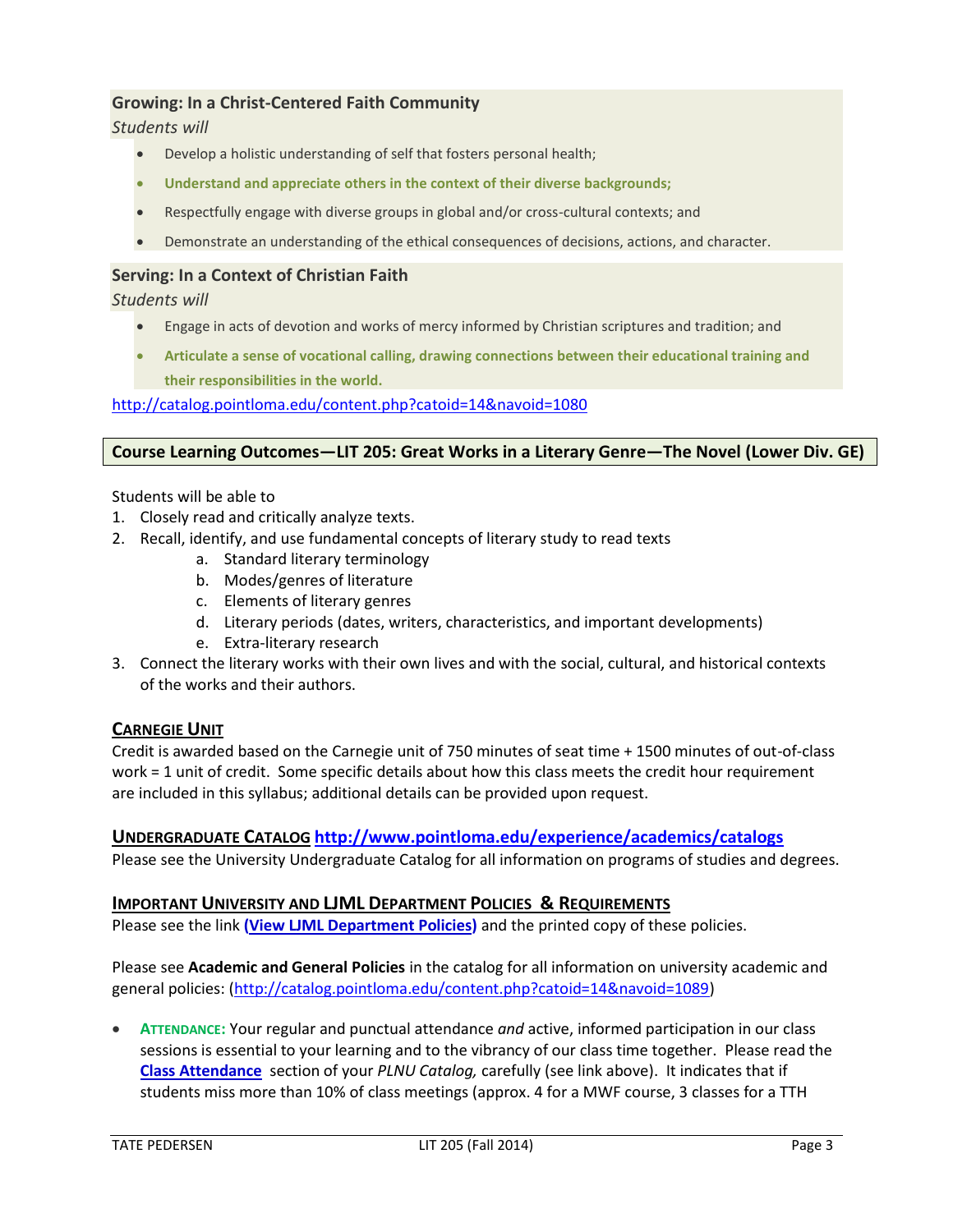### Growing: In a Christ-Centered Faith Community

*Students will*

- Develop a holistic understanding of self that fosters personal health;
- **Understand and appreciate others in the context of their diverse backgrounds;**
- Respectfully engage with diverse groups in global and/or cross-cultural contexts; and
- Demonstrate an understanding of the ethical consequences of decisions, actions, and character.

### Serving: In a Context of Christian Faith

*Students will*

- Engage in acts of devotion and works of mercy informed by Christian scriptures and tradition; and
- **Articulate a sense of vocational calling, drawing connections between their educational training and their responsibilities in the world.**

http://catalog.pointloma.edu/content.php?catoid=14&navoid=1080

## Course Learning Outcomes—LIT 205: Great Works in a Literary Genre—The Novel (Lower Div. GE)

Students will be able to

1. Closely read and critically analyze texts.
2. Recall, identify, and use fundamental concepts of literary study to read texts
   a. Standard literary terminology
   b. Modes/genres of literature
   c. Elements of literary genres
   d. Literary periods (dates, writers, characteristics, and important developments)
   e. Extra-literary research
3. Connect the literary works with their own lives and with the social, cultural, and historical contexts of the works and their authors.

### Carnegie Unit

Credit is awarded based on the Carnegie unit of 750 minutes of seat time + 1500 minutes of out-of-class work = 1 unit of credit. Some specific details about how this class meets the credit hour requirement are included in this syllabus; additional details can be provided upon request.

### Undergraduate Catalog **http://www.pointloma.edu/experience/academics/catalogs**

Please see the University Undergraduate Catalog for all information on programs of studies and degrees.

### Important University and LJML Department Policies & Requirements

Please see the link **(View LJML Department Policies)** and the printed copy of these policies.

Please see **Academic and General Policies** in the catalog for all information on university academic and general policies: (http://catalog.pointloma.edu/content.php?catoid=14&navoid=1089)

- **Attendance:** Your regular and punctual attendance *and* active, informed participation in our class sessions is essential to your learning and to the vibrancy of our class time together. Please read the **Class Attendance** section of your *PLNU Catalog,* carefully (see link above). It indicates that if students miss more than 10% of class meetings (approx. 4 for a MWF course, 3 classes for a TTH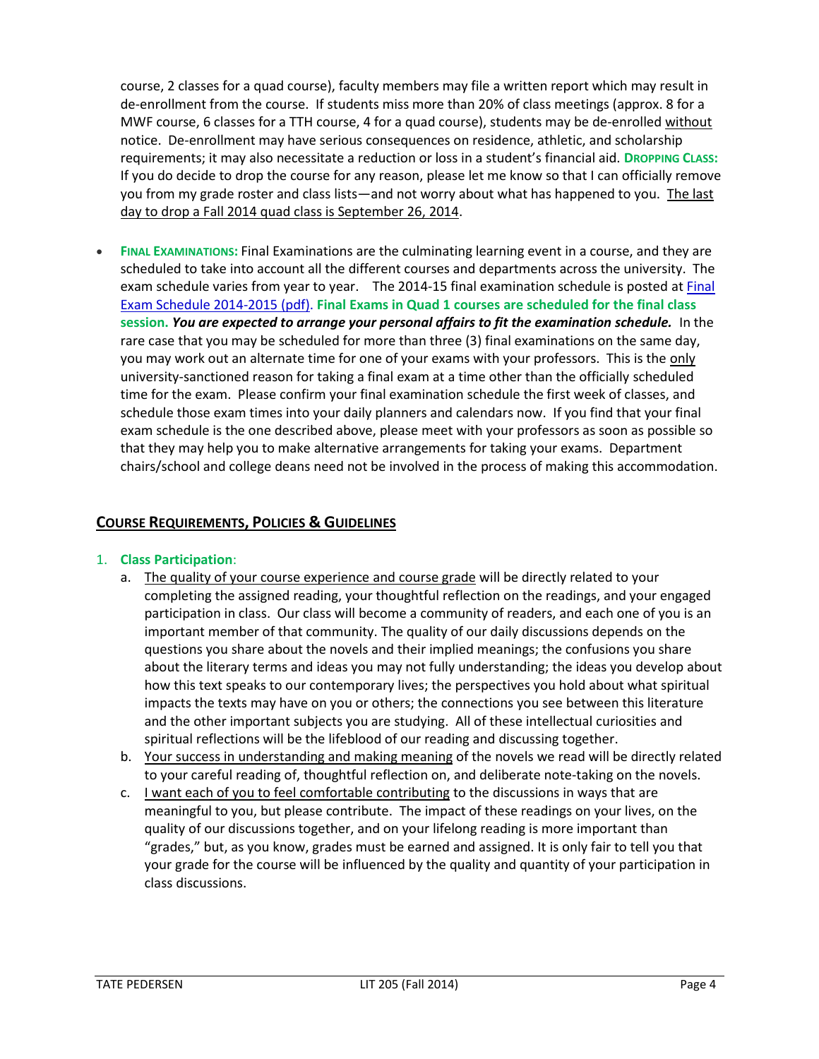course, 2 classes for a quad course), faculty members may file a written report which may result in de-enrollment from the course. If students miss more than 20% of class meetings (approx. 8 for a MWF course, 6 classes for a TTH course, 4 for a quad course), students may be de-enrolled without notice. De-enrollment may have serious consequences on residence, athletic, and scholarship requirements; it may also necessitate a reduction or loss in a student's financial aid. **DROPPING CLASS:** If you do decide to drop the course for any reason, please let me know so that I can officially remove you from my grade roster and class lists—and not worry about what has happened to you. The last day to drop a Fall 2014 quad class is September 26, 2014.

- **FINAL EXAMINATIONS:** Final Examinations are the culminating learning event in a course, and they are scheduled to take into account all the different courses and departments across the university. The exam schedule varies from year to year. The 2014-15 final examination schedule is posted at [Final Exam Schedule 2014-2015 (pdf)]. **Final Exams in Quad 1 courses are scheduled for the final class session.** ***You are expected to arrange your personal affairs to fit the examination schedule.*** In the rare case that you may be scheduled for more than three (3) final examinations on the same day, you may work out an alternate time for one of your exams with your professors. This is the only university-sanctioned reason for taking a final exam at a time other than the officially scheduled time for the exam. Please confirm your final examination schedule the first week of classes, and schedule those exam times into your daily planners and calendars now. If you find that your final exam schedule is the one described above, please meet with your professors as soon as possible so that they may help you to make alternative arrangements for taking your exams. Department chairs/school and college deans need not be involved in the process of making this accommodation.

## COURSE REQUIREMENTS, POLICIES & GUIDELINES

1. **Class Participation**:
   a. The quality of your course experience and course grade will be directly related to your completing the assigned reading, your thoughtful reflection on the readings, and your engaged participation in class. Our class will become a community of readers, and each one of you is an important member of that community. The quality of our daily discussions depends on the questions you share about the novels and their implied meanings; the confusions you share about the literary terms and ideas you may not fully understanding; the ideas you develop about how this text speaks to our contemporary lives; the perspectives you hold about what spiritual impacts the texts may have on you or others; the connections you see between this literature and the other important subjects you are studying. All of these intellectual curiosities and spiritual reflections will be the lifeblood of our reading and discussing together.
   b. Your success in understanding and making meaning of the novels we read will be directly related to your careful reading of, thoughtful reflection on, and deliberate note-taking on the novels.
   c. I want each of you to feel comfortable contributing to the discussions in ways that are meaningful to you, but please contribute. The impact of these readings on your lives, on the quality of our discussions together, and on your lifelong reading is more important than "grades," but, as you know, grades must be earned and assigned. It is only fair to tell you that your grade for the course will be influenced by the quality and quantity of your participation in class discussions.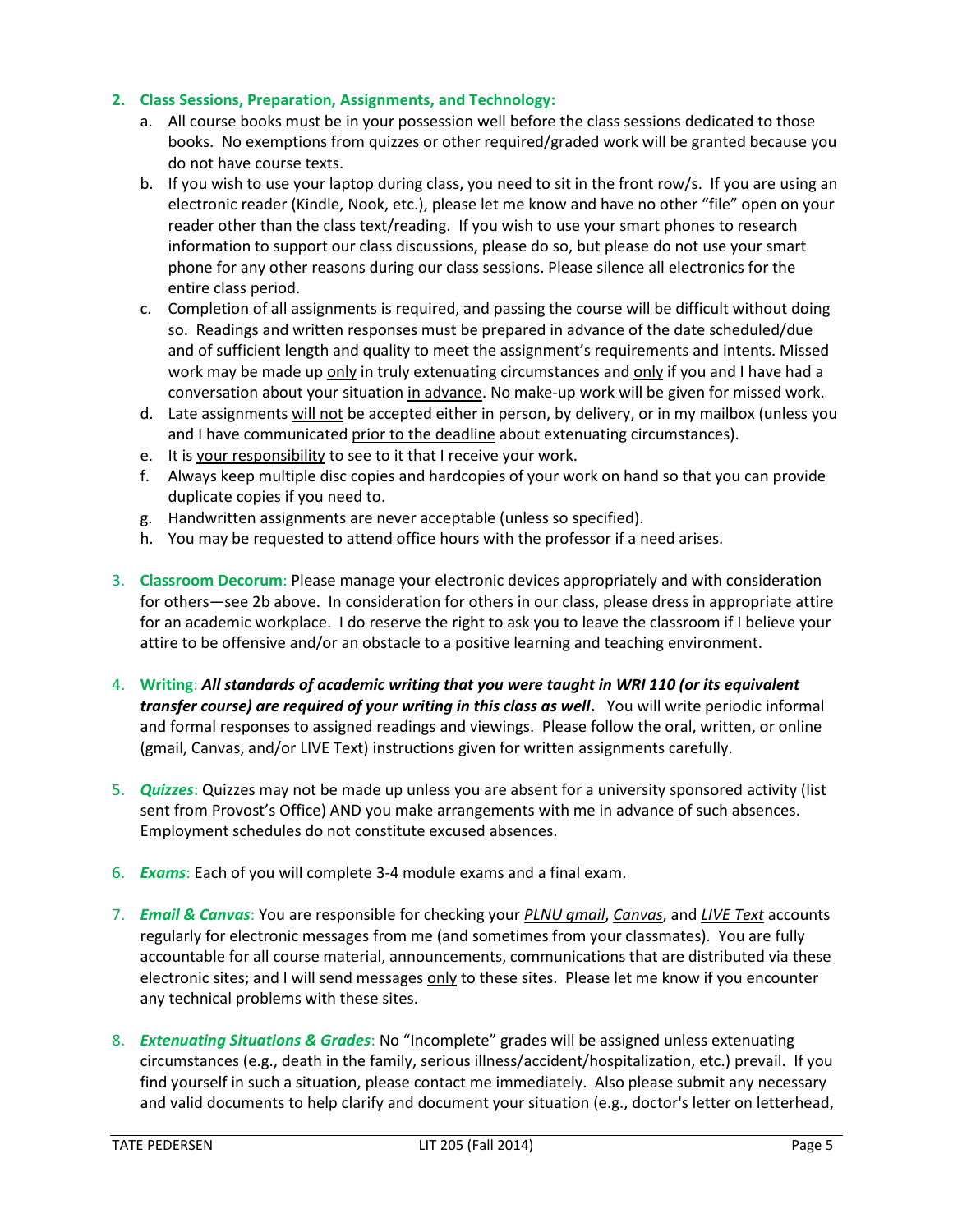2. **Class Sessions, Preparation, Assignments, and Technology:**
   a. All course books must be in your possession well before the class sessions dedicated to those books. No exemptions from quizzes or other required/graded work will be granted because you do not have course texts.
   b. If you wish to use your laptop during class, you need to sit in the front row/s. If you are using an electronic reader (Kindle, Nook, etc.), please let me know and have no other "file" open on your reader other than the class text/reading. If you wish to use your smart phones to research information to support our class discussions, please do so, but please do not use your smart phone for any other reasons during our class sessions. Please silence all electronics for the entire class period.
   c. Completion of all assignments is required, and passing the course will be difficult without doing so. Readings and written responses must be prepared in advance of the date scheduled/due and of sufficient length and quality to meet the assignment's requirements and intents. Missed work may be made up only in truly extenuating circumstances and only if you and I have had a conversation about your situation in advance. No make-up work will be given for missed work.
   d. Late assignments will not be accepted either in person, by delivery, or in my mailbox (unless you and I have communicated prior to the deadline about extenuating circumstances).
   e. It is your responsibility to see to it that I receive your work.
   f. Always keep multiple disc copies and hardcopies of your work on hand so that you can provide duplicate copies if you need to.
   g. Handwritten assignments are never acceptable (unless so specified).
   h. You may be requested to attend office hours with the professor if a need arises.

3. **Classroom Decorum**: Please manage your electronic devices appropriately and with consideration for others—see 2b above. In consideration for others in our class, please dress in appropriate attire for an academic workplace. I do reserve the right to ask you to leave the classroom if I believe your attire to be offensive and/or an obstacle to a positive learning and teaching environment.

4. **Writing**: ***All standards of academic writing that you were taught in WRI 110 (or its equivalent transfer course) are required of your writing in this class as well.*** You will write periodic informal and formal responses to assigned readings and viewings. Please follow the oral, written, or online (gmail, Canvas, and/or LIVE Text) instructions given for written assignments carefully.

5. ***Quizzes***: Quizzes may not be made up unless you are absent for a university sponsored activity (list sent from Provost's Office) AND you make arrangements with me in advance of such absences. Employment schedules do not constitute excused absences.

6. ***Exams***: Each of you will complete 3-4 module exams and a final exam.

7. ***Email & Canvas***: You are responsible for checking your *PLNU gmail*, *Canvas*, and *LIVE Text* accounts regularly for electronic messages from me (and sometimes from your classmates). You are fully accountable for all course material, announcements, communications that are distributed via these electronic sites; and I will send messages only to these sites. Please let me know if you encounter any technical problems with these sites.

8. ***Extenuating Situations & Grades***: No "Incomplete" grades will be assigned unless extenuating circumstances (e.g., death in the family, serious illness/accident/hospitalization, etc.) prevail. If you find yourself in such a situation, please contact me immediately. Also please submit any necessary and valid documents to help clarify and document your situation (e.g., doctor's letter on letterhead,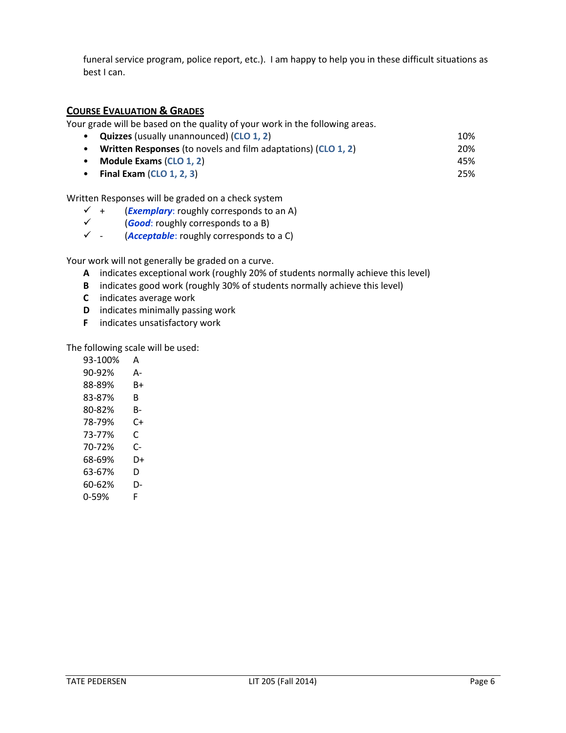funeral service program, police report, etc.). I am happy to help you in these difficult situations as best I can.

## Course Evaluation & Grades

Your grade will be based on the quality of your work in the following areas.

| | |
|---|---|
| • **Quizzes** (usually unannounced) (**CLO 1, 2**) | 10% |
| • **Written Responses** (to novels and film adaptations) (**CLO 1, 2**) | 20% |
| • **Module Exams** (**CLO 1, 2**) | 45% |
| • **Final Exam** (**CLO 1, 2, 3**) | 25% |

Written Responses will be graded on a check system

- ✓ + (***Exemplary***: roughly corresponds to an A)
- ✓ (***Good***: roughly corresponds to a B)
- ✓ - (***Acceptable***: roughly corresponds to a C)

Your work will not generally be graded on a curve.

- **A** indicates exceptional work (roughly 20% of students normally achieve this level)
- **B** indicates good work (roughly 30% of students normally achieve this level)
- **C** indicates average work
- **D** indicates minimally passing work
- **F** indicates unsatisfactory work

The following scale will be used:

| | |
|---|---|
| 93-100% | A |
| 90-92% | A- |
| 88-89% | B+ |
| 83-87% | B |
| 80-82% | B- |
| 78-79% | C+ |
| 73-77% | C |
| 70-72% | C- |
| 68-69% | D+ |
| 63-67% | D |
| 60-62% | D- |
| 0-59% | F |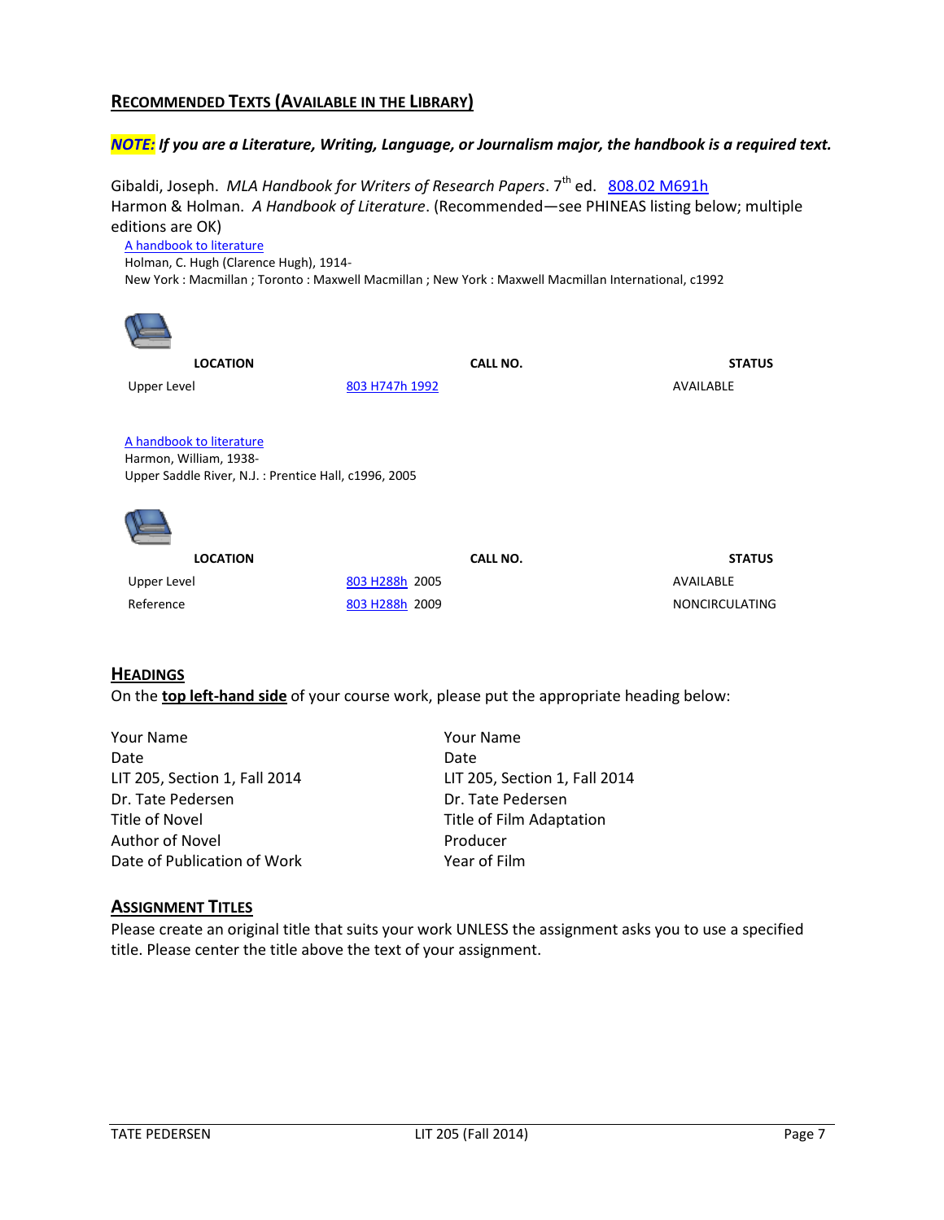## Recommended Texts (Available in the Library)

***NOTE:* If you are a Literature, Writing, Language, or Journalism major, the handbook is a required text.**

Gibaldi, Joseph. *MLA Handbook for Writers of Research Papers*. 7th ed. 808.02 M691h
Harmon & Holman. *A Handbook of Literature*. (Recommended—see PHINEAS listing below; multiple editions are OK)

A handbook to literature
Holman, C. Hugh (Clarence Hugh), 1914-
New York : Macmillan ; Toronto : Maxwell Macmillan ; New York : Maxwell Macmillan International, c1992

| LOCATION | CALL NO. | STATUS |
| --- | --- | --- |
| Upper Level | 803 H747h 1992 | AVAILABLE |

A handbook to literature
Harmon, William, 1938-
Upper Saddle River, N.J. : Prentice Hall, c1996, 2005

| LOCATION | CALL NO. | STATUS |
| --- | --- | --- |
| Upper Level | 803 H288h 2005 | AVAILABLE |
| Reference | 803 H288h 2009 | NONCIRCULATING |

## Headings

On the **top left-hand side** of your course work, please put the appropriate heading below:

Your Name
Date
LIT 205, Section 1, Fall 2014
Dr. Tate Pedersen
Title of Novel
Author of Novel
Date of Publication of Work

Your Name
Date
LIT 205, Section 1, Fall 2014
Dr. Tate Pedersen
Title of Film Adaptation
Producer
Year of Film

## Assignment Titles

Please create an original title that suits your work UNLESS the assignment asks you to use a specified title. Please center the title above the text of your assignment.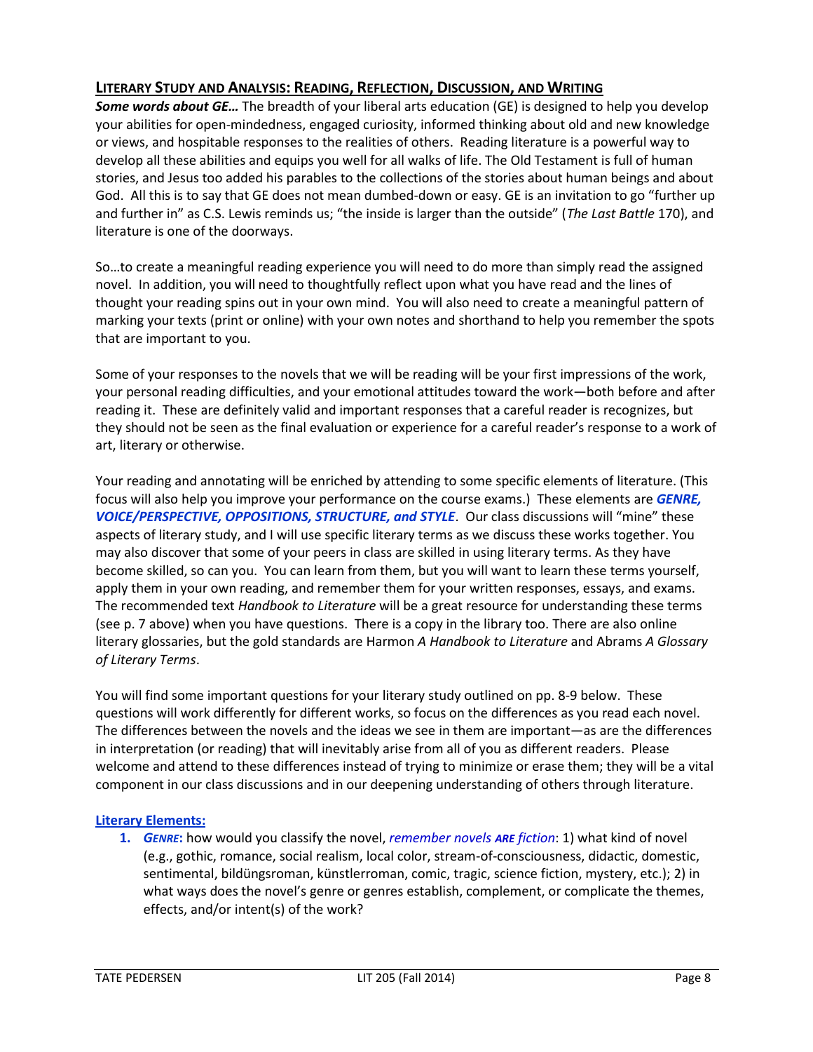## LITERARY STUDY AND ANALYSIS: READING, REFLECTION, DISCUSSION, AND WRITING

***Some words about GE…*** The breadth of your liberal arts education (GE) is designed to help you develop your abilities for open-mindedness, engaged curiosity, informed thinking about old and new knowledge or views, and hospitable responses to the realities of others. Reading literature is a powerful way to develop all these abilities and equips you well for all walks of life. The Old Testament is full of human stories, and Jesus too added his parables to the collections of the stories about human beings and about God. All this is to say that GE does not mean dumbed-down or easy. GE is an invitation to go "further up and further in" as C.S. Lewis reminds us; "the inside is larger than the outside" (*The Last Battle* 170), and literature is one of the doorways.

So…to create a meaningful reading experience you will need to do more than simply read the assigned novel. In addition, you will need to thoughtfully reflect upon what you have read and the lines of thought your reading spins out in your own mind. You will also need to create a meaningful pattern of marking your texts (print or online) with your own notes and shorthand to help you remember the spots that are important to you.

Some of your responses to the novels that we will be reading will be your first impressions of the work, your personal reading difficulties, and your emotional attitudes toward the work—both before and after reading it. These are definitely valid and important responses that a careful reader is recognizes, but they should not be seen as the final evaluation or experience for a careful reader's response to a work of art, literary or otherwise.

Your reading and annotating will be enriched by attending to some specific elements of literature. (This focus will also help you improve your performance on the course exams.) These elements are ***GENRE, VOICE/PERSPECTIVE, OPPOSITIONS, STRUCTURE, and STYLE***. Our class discussions will "mine" these aspects of literary study, and I will use specific literary terms as we discuss these works together. You may also discover that some of your peers in class are skilled in using literary terms. As they have become skilled, so can you. You can learn from them, but you will want to learn these terms yourself, apply them in your own reading, and remember them for your written responses, essays, and exams. The recommended text *Handbook to Literature* will be a great resource for understanding these terms (see p. 7 above) when you have questions. There is a copy in the library too. There are also online literary glossaries, but the gold standards are Harmon *A Handbook to Literature* and Abrams *A Glossary of Literary Terms*.

You will find some important questions for your literary study outlined on pp. 8-9 below. These questions will work differently for different works, so focus on the differences as you read each novel. The differences between the novels and the ideas we see in them are important—as are the differences in interpretation (or reading) that will inevitably arise from all of you as different readers. Please welcome and attend to these differences instead of trying to minimize or erase them; they will be a vital component in our class discussions and in our deepening understanding of others through literature.

### Literary Elements:

1. ***GENRE***: how would you classify the novel, *remember novels **ARE** fiction*: 1) what kind of novel (e.g., gothic, romance, social realism, local color, stream-of-consciousness, didactic, domestic, sentimental, bildüngsroman, künstlerroman, comic, tragic, science fiction, mystery, etc.); 2) in what ways does the novel's genre or genres establish, complement, or complicate the themes, effects, and/or intent(s) of the work?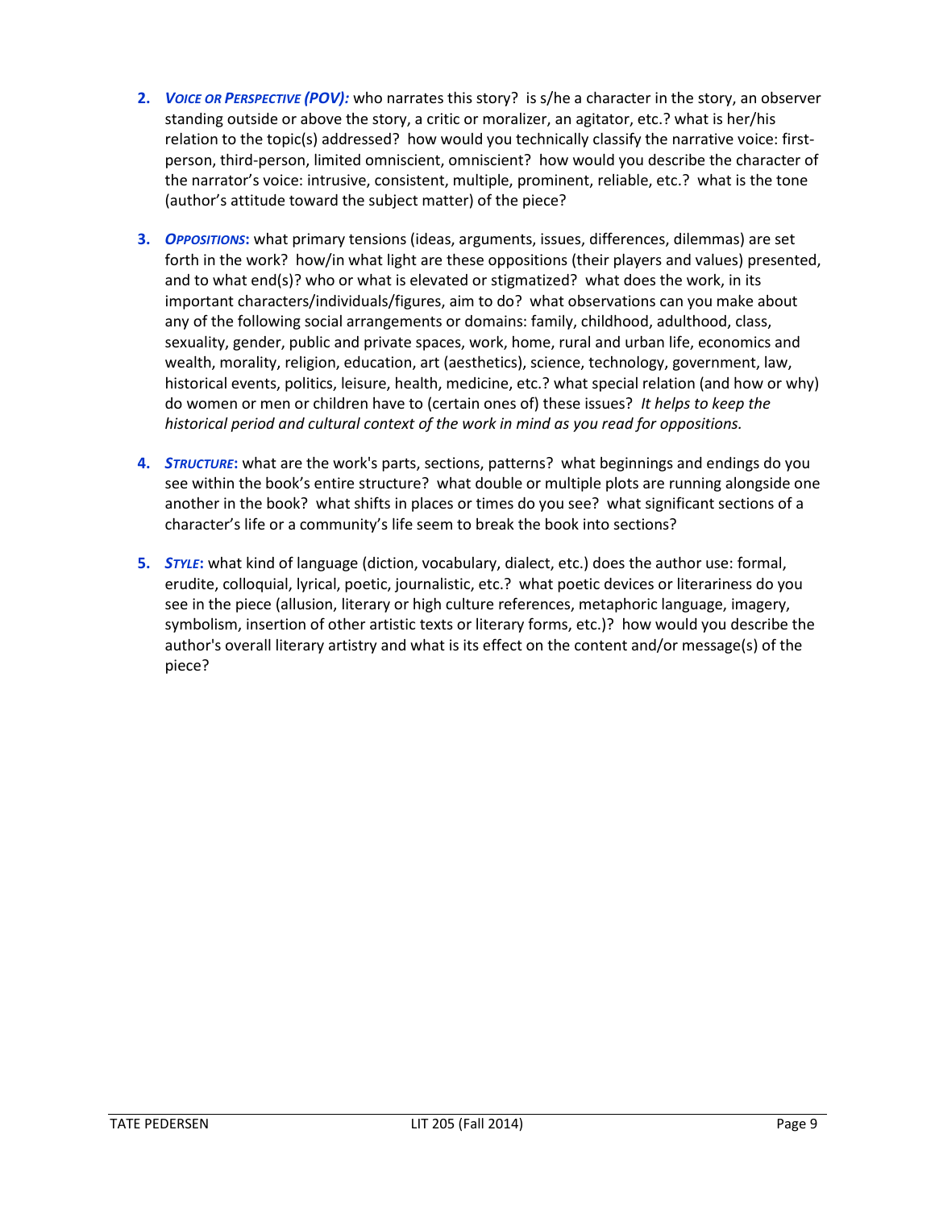2. ***Voice or Perspective (POV):*** who narrates this story? is s/he a character in the story, an observer standing outside or above the story, a critic or moralizer, an agitator, etc.? what is her/his relation to the topic(s) addressed? how would you technically classify the narrative voice: first-person, third-person, limited omniscient, omniscient? how would you describe the character of the narrator's voice: intrusive, consistent, multiple, prominent, reliable, etc.? what is the tone (author's attitude toward the subject matter) of the piece?

3. ***Oppositions*:** what primary tensions (ideas, arguments, issues, differences, dilemmas) are set forth in the work? how/in what light are these oppositions (their players and values) presented, and to what end(s)? who or what is elevated or stigmatized? what does the work, in its important characters/individuals/figures, aim to do? what observations can you make about any of the following social arrangements or domains: family, childhood, adulthood, class, sexuality, gender, public and private spaces, work, home, rural and urban life, economics and wealth, morality, religion, education, art (aesthetics), science, technology, government, law, historical events, politics, leisure, health, medicine, etc.? what special relation (and how or why) do women or men or children have to (certain ones of) these issues? *It helps to keep the historical period and cultural context of the work in mind as you read for oppositions.*

4. ***Structure*:** what are the work's parts, sections, patterns? what beginnings and endings do you see within the book's entire structure? what double or multiple plots are running alongside one another in the book? what shifts in places or times do you see? what significant sections of a character's life or a community's life seem to break the book into sections?

5. ***Style*:** what kind of language (diction, vocabulary, dialect, etc.) does the author use: formal, erudite, colloquial, lyrical, poetic, journalistic, etc.? what poetic devices or literariness do you see in the piece (allusion, literary or high culture references, metaphoric language, imagery, symbolism, insertion of other artistic texts or literary forms, etc.)? how would you describe the author's overall literary artistry and what is its effect on the content and/or message(s) of the piece?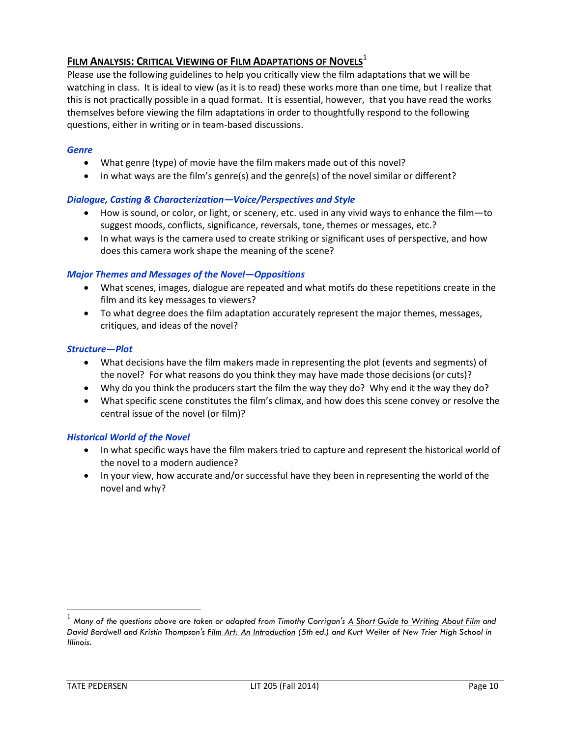## Film Analysis: Critical Viewing of Film Adaptations of Novels[1]

Please use the following guidelines to help you critically view the film adaptations that we will be watching in class. It is ideal to view (as it is to read) these works more than one time, but I realize that this is not practically possible in a quad format. It is essential, however, that you have read the works themselves before viewing the film adaptations in order to thoughtfully respond to the following questions, either in writing or in team-based discussions.

### *Genre*

- What genre (type) of movie have the film makers made out of this novel?
- In what ways are the film's genre(s) and the genre(s) of the novel similar or different?

### *Dialogue, Casting & Characterization—Voice/Perspectives and Style*

- How is sound, or color, or light, or scenery, etc. used in any vivid ways to enhance the film—to suggest moods, conflicts, significance, reversals, tone, themes or messages, etc.?
- In what ways is the camera used to create striking or significant uses of perspective, and how does this camera work shape the meaning of the scene?

### *Major Themes and Messages of the Novel—Oppositions*

- What scenes, images, dialogue are repeated and what motifs do these repetitions create in the film and its key messages to viewers?
- To what degree does the film adaptation accurately represent the major themes, messages, critiques, and ideas of the novel?

### *Structure—Plot*

- What decisions have the film makers made in representing the plot (events and segments) of the novel? For what reasons do you think they may have made those decisions (or cuts)?
- Why do you think the producers start the film the way they do? Why end it the way they do?
- What specific scene constitutes the film's climax, and how does this scene convey or resolve the central issue of the novel (or film)?

### *Historical World of the Novel*

- In what specific ways have the film makers tried to capture and represent the historical world of the novel to a modern audience?
- In your view, how accurate and/or successful have they been in representing the world of the novel and why?

---

[1] *Many of the questions above are taken or adapted from Timothy Corrigan's A Short Guide to Writing About Film and David Bordwell and Kristin Thompson's Film Art: An Introduction (5th ed.) and Kurt Weiler of New Trier High School in Illinois.*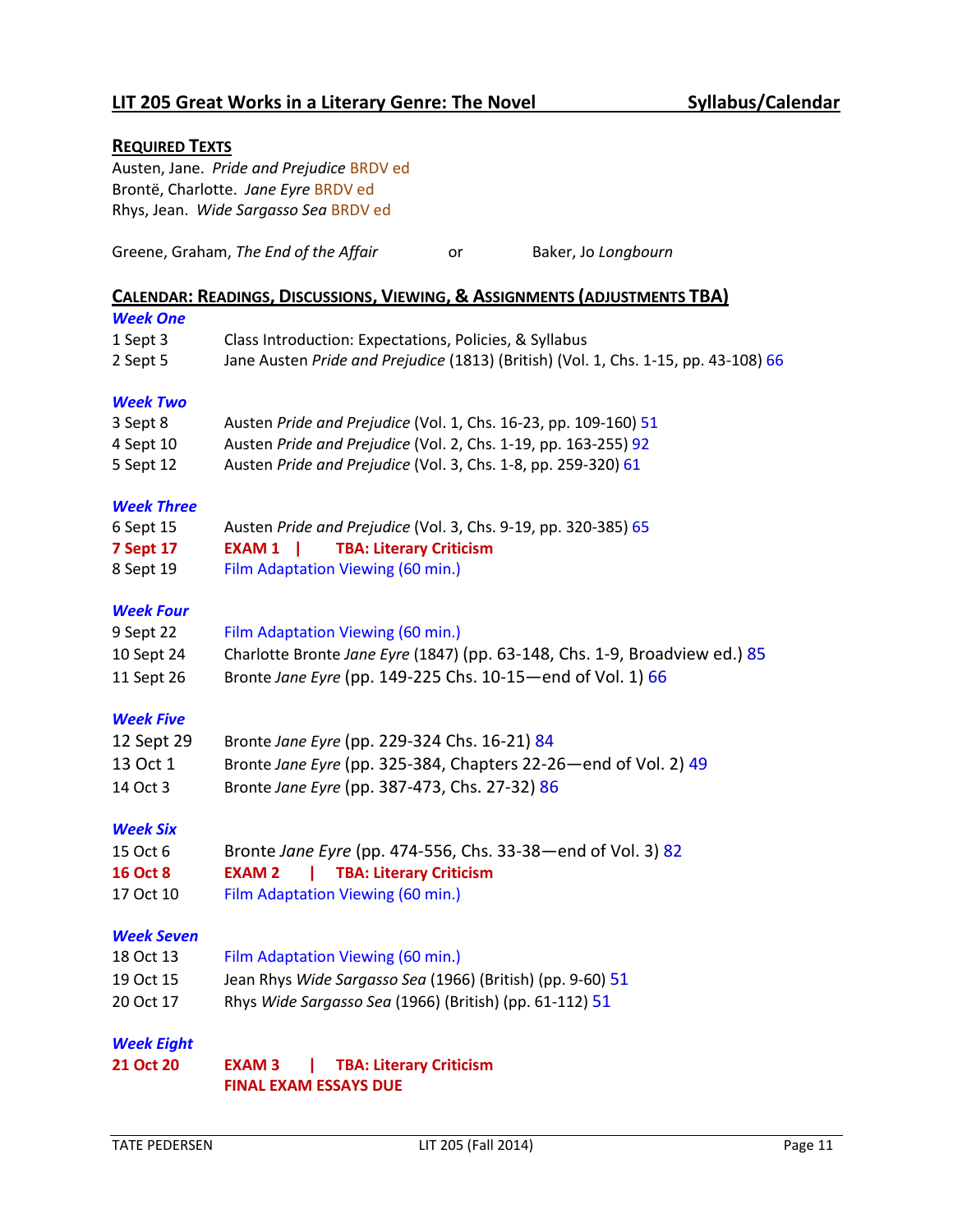## LIT 205 Great Works in a Literary Genre: The Novel — Syllabus/Calendar

### REQUIRED TEXTS

Austen, Jane. *Pride and Prejudice* BRDV ed
Brontë, Charlotte. *Jane Eyre* BRDV ed
Rhys, Jean. *Wide Sargasso Sea* BRDV ed

Greene, Graham, *The End of the Affair* or Baker, Jo *Longbourn*

### CALENDAR: READINGS, DISCUSSIONS, VIEWING, & ASSIGNMENTS (ADJUSTMENTS TBA)

***Week One***

| | |
|---|---|
| 1 Sept 3 | Class Introduction: Expectations, Policies, & Syllabus |
| 2 Sept 5 | Jane Austen *Pride and Prejudice* (1813) (British) (Vol. 1, Chs. 1-15, pp. 43-108) 66 |

***Week Two***

| | |
|---|---|
| 3 Sept 8 | Austen *Pride and Prejudice* (Vol. 1, Chs. 16-23, pp. 109-160) 51 |
| 4 Sept 10 | Austen *Pride and Prejudice* (Vol. 2, Chs. 1-19, pp. 163-255) 92 |
| 5 Sept 12 | Austen *Pride and Prejudice* (Vol. 3, Chs. 1-8, pp. 259-320) 61 |

***Week Three***

| | |
|---|---|
| 6 Sept 15 | Austen *Pride and Prejudice* (Vol. 3, Chs. 9-19, pp. 320-385) 65 |
| **7 Sept 17** | **EXAM 1 \| TBA: Literary Criticism** |
| 8 Sept 19 | Film Adaptation Viewing (60 min.) |

***Week Four***

| | |
|---|---|
| 9 Sept 22 | Film Adaptation Viewing (60 min.) |
| 10 Sept 24 | Charlotte Bronte *Jane Eyre* (1847) (pp. 63-148, Chs. 1-9, Broadview ed.) 85 |
| 11 Sept 26 | Bronte *Jane Eyre* (pp. 149-225 Chs. 10-15—end of Vol. 1) 66 |

***Week Five***

| | |
|---|---|
| 12 Sept 29 | Bronte *Jane Eyre* (pp. 229-324 Chs. 16-21) 84 |
| 13 Oct 1 | Bronte *Jane Eyre* (pp. 325-384, Chapters 22-26—end of Vol. 2) 49 |
| 14 Oct 3 | Bronte *Jane Eyre* (pp. 387-473, Chs. 27-32) 86 |

***Week Six***

| | |
|---|---|
| 15 Oct 6 | Bronte *Jane Eyre* (pp. 474-556, Chs. 33-38—end of Vol. 3) 82 |
| **16 Oct 8** | **EXAM 2 \| TBA: Literary Criticism** |
| 17 Oct 10 | Film Adaptation Viewing (60 min.) |

***Week Seven***

| | |
|---|---|
| 18 Oct 13 | Film Adaptation Viewing (60 min.) |
| 19 Oct 15 | Jean Rhys *Wide Sargasso Sea* (1966) (British) (pp. 9-60) 51 |
| 20 Oct 17 | Rhys *Wide Sargasso Sea* (1966) (British) (pp. 61-112) 51 |

***Week Eight***

| | |
|---|---|
| **21 Oct 20** | **EXAM 3 \| TBA: Literary Criticism**<br>**FINAL EXAM ESSAYS DUE** |